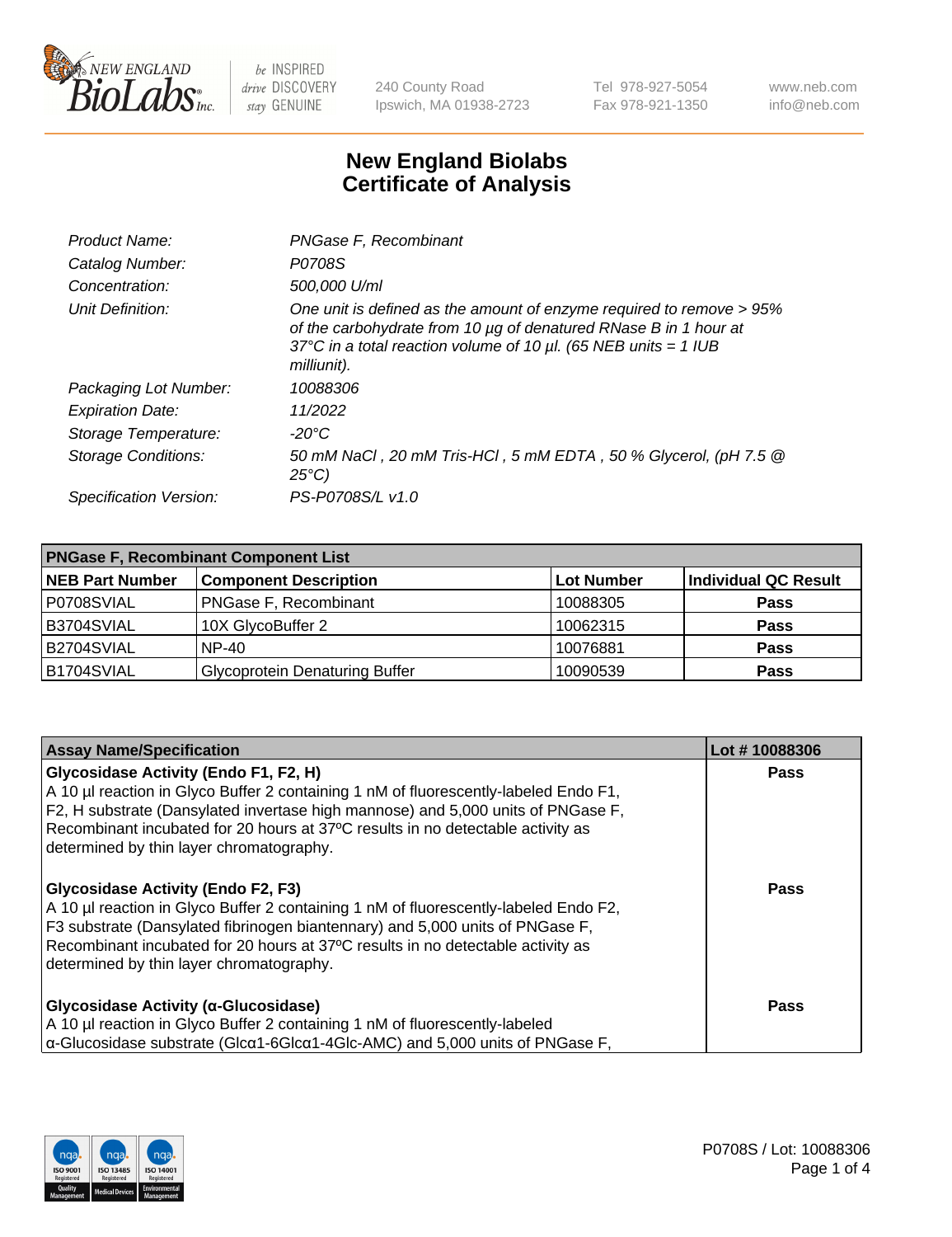# New England Biolabs Certificate of Analysis

| | |
|---|---|
| *Product Name:* | *PNGase F, Recombinant* |
| *Catalog Number:* | *P0708S* |
| *Concentration:* | *500,000 U/ml* |
| *Unit Definition:* | *One unit is defined as the amount of enzyme required to remove > 95% of the carbohydrate from 10 µg of denatured RNase B in 1 hour at 37°C in a total reaction volume of 10 µl. (65 NEB units = 1 IUB milliunit).* |
| *Packaging Lot Number:* | *10088306* |
| *Expiration Date:* | *11/2022* |
| *Storage Temperature:* | *-20°C* |
| *Storage Conditions:* | *50 mM NaCl , 20 mM Tris-HCl , 5 mM EDTA , 50 % Glycerol, (pH 7.5 @ 25°C)* |
| *Specification Version:* | *PS-P0708S/L v1.0* |

**PNGase F, Recombinant Component List**

| NEB Part Number | Component Description | Lot Number | Individual QC Result |
|---|---|---|---|
| P0708SVIAL | PNGase F, Recombinant | 10088305 | **Pass** |
| B3704SVIAL | 10X GlycoBuffer 2 | 10062315 | **Pass** |
| B2704SVIAL | NP-40 | 10076881 | **Pass** |
| B1704SVIAL | Glycoprotein Denaturing Buffer | 10090539 | **Pass** |

| Assay Name/Specification | Lot # 10088306 |
|---|---|
| **Glycosidase Activity (Endo F1, F2, H)** A 10 µl reaction in Glyco Buffer 2 containing 1 nM of fluorescently-labeled Endo F1, F2, H substrate (Dansylated invertase high mannose) and 5,000 units of PNGase F, Recombinant incubated for 20 hours at 37ºC results in no detectable activity as determined by thin layer chromatography. | **Pass** |
| **Glycosidase Activity (Endo F2, F3)** A 10 µl reaction in Glyco Buffer 2 containing 1 nM of fluorescently-labeled Endo F2, F3 substrate (Dansylated fibrinogen biantennary) and 5,000 units of PNGase F, Recombinant incubated for 20 hours at 37ºC results in no detectable activity as determined by thin layer chromatography. | **Pass** |
| **Glycosidase Activity (α-Glucosidase)** A 10 µl reaction in Glyco Buffer 2 containing 1 nM of fluorescently-labeled α-Glucosidase substrate (Glcα1-6Glcα1-4Glc-AMC) and 5,000 units of PNGase F, | **Pass** |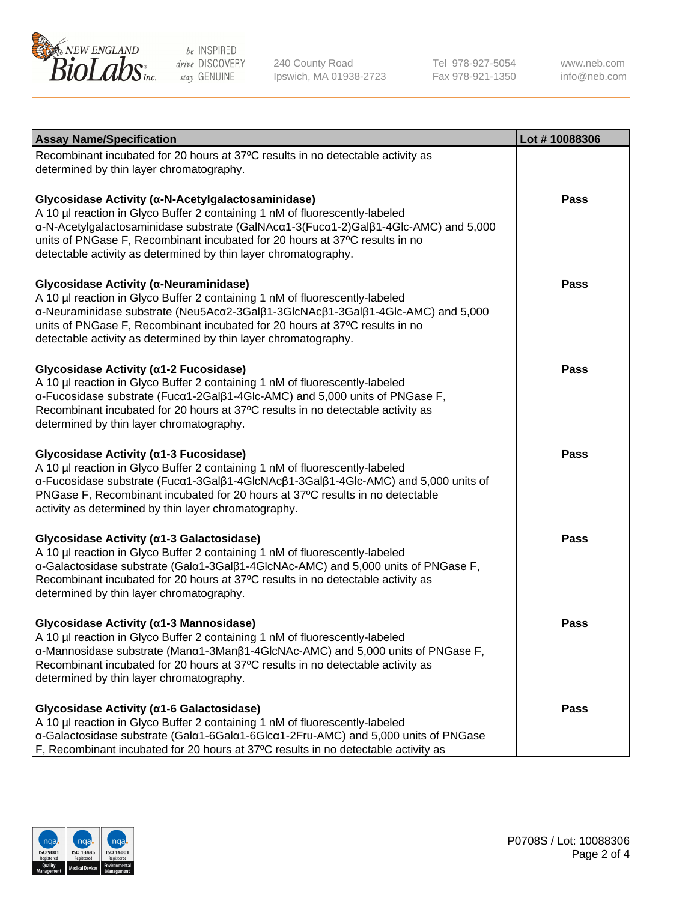| Assay Name/Specification | Lot # 10088306 |
|---|---|
| Recombinant incubated for 20 hours at 37ºC results in no detectable activity as determined by thin layer chromatography. | |
| **Glycosidase Activity (α-N-Acetylgalactosaminidase)**<br>A 10 µl reaction in Glyco Buffer 2 containing 1 nM of fluorescently-labeled α-N-Acetylgalactosaminidase substrate (GalNAcα1-3(Fucα1-2)Galβ1-4Glc-AMC) and 5,000 units of PNGase F, Recombinant incubated for 20 hours at 37ºC results in no detectable activity as determined by thin layer chromatography. | Pass |
| **Glycosidase Activity (α-Neuraminidase)**<br>A 10 µl reaction in Glyco Buffer 2 containing 1 nM of fluorescently-labeled α-Neuraminidase substrate (Neu5Acα2-3Galβ1-3GlcNAcβ1-3Galβ1-4Glc-AMC) and 5,000 units of PNGase F, Recombinant incubated for 20 hours at 37ºC results in no detectable activity as determined by thin layer chromatography. | Pass |
| **Glycosidase Activity (α1-2 Fucosidase)**<br>A 10 µl reaction in Glyco Buffer 2 containing 1 nM of fluorescently-labeled α-Fucosidase substrate (Fucα1-2Galβ1-4Glc-AMC) and 5,000 units of PNGase F, Recombinant incubated for 20 hours at 37ºC results in no detectable activity as determined by thin layer chromatography. | Pass |
| **Glycosidase Activity (α1-3 Fucosidase)**<br>A 10 µl reaction in Glyco Buffer 2 containing 1 nM of fluorescently-labeled α-Fucosidase substrate (Fucα1-3Galβ1-4GlcNAcβ1-3Galβ1-4Glc-AMC) and 5,000 units of PNGase F, Recombinant incubated for 20 hours at 37ºC results in no detectable activity as determined by thin layer chromatography. | Pass |
| **Glycosidase Activity (α1-3 Galactosidase)**<br>A 10 µl reaction in Glyco Buffer 2 containing 1 nM of fluorescently-labeled α-Galactosidase substrate (Galα1-3Galβ1-4GlcNAc-AMC) and 5,000 units of PNGase F, Recombinant incubated for 20 hours at 37ºC results in no detectable activity as determined by thin layer chromatography. | Pass |
| **Glycosidase Activity (α1-3 Mannosidase)**<br>A 10 µl reaction in Glyco Buffer 2 containing 1 nM of fluorescently-labeled α-Mannosidase substrate (Manα1-3Manβ1-4GlcNAc-AMC) and 5,000 units of PNGase F, Recombinant incubated for 20 hours at 37ºC results in no detectable activity as determined by thin layer chromatography. | Pass |
| **Glycosidase Activity (α1-6 Galactosidase)**<br>A 10 µl reaction in Glyco Buffer 2 containing 1 nM of fluorescently-labeled α-Galactosidase substrate (Galα1-6Galα1-6Glcα1-2Fru-AMC) and 5,000 units of PNGase F, Recombinant incubated for 20 hours at 37ºC results in no detectable activity as | Pass |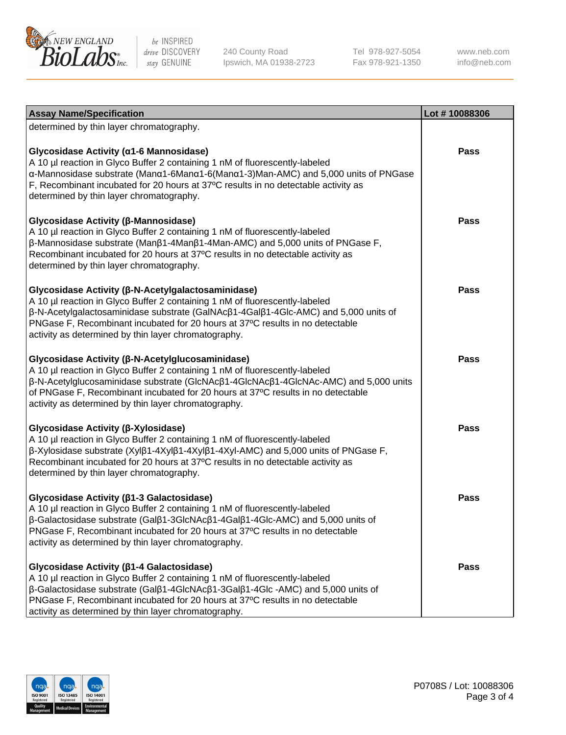| Assay Name/Specification | Lot # 10088306 |
| --- | --- |
| determined by thin layer chromatography. | |
| **Glycosidase Activity (α1-6 Mannosidase)**<br>A 10 µl reaction in Glyco Buffer 2 containing 1 nM of fluorescently-labeled α-Mannosidase substrate (Manα1-6Manα1-6(Manα1-3)Man-AMC) and 5,000 units of PNGase F, Recombinant incubated for 20 hours at 37ºC results in no detectable activity as determined by thin layer chromatography. | Pass |
| **Glycosidase Activity (β-Mannosidase)**<br>A 10 µl reaction in Glyco Buffer 2 containing 1 nM of fluorescently-labeled β-Mannosidase substrate (Manβ1-4Manβ1-4Man-AMC) and 5,000 units of PNGase F, Recombinant incubated for 20 hours at 37ºC results in no detectable activity as determined by thin layer chromatography. | Pass |
| **Glycosidase Activity (β-N-Acetylgalactosaminidase)**<br>A 10 µl reaction in Glyco Buffer 2 containing 1 nM of fluorescently-labeled β-N-Acetylgalactosaminidase substrate (GalNAcβ1-4Galβ1-4Glc-AMC) and 5,000 units of PNGase F, Recombinant incubated for 20 hours at 37ºC results in no detectable activity as determined by thin layer chromatography. | Pass |
| **Glycosidase Activity (β-N-Acetylglucosaminidase)**<br>A 10 µl reaction in Glyco Buffer 2 containing 1 nM of fluorescently-labeled β-N-Acetylglucosaminidase substrate (GlcNAcβ1-4GlcNAcβ1-4GlcNAc-AMC) and 5,000 units of PNGase F, Recombinant incubated for 20 hours at 37ºC results in no detectable activity as determined by thin layer chromatography. | Pass |
| **Glycosidase Activity (β-Xylosidase)**<br>A 10 µl reaction in Glyco Buffer 2 containing 1 nM of fluorescently-labeled β-Xylosidase substrate (Xylβ1-4Xylβ1-4Xylβ1-4Xyl-AMC) and 5,000 units of PNGase F, Recombinant incubated for 20 hours at 37ºC results in no detectable activity as determined by thin layer chromatography. | Pass |
| **Glycosidase Activity (β1-3 Galactosidase)**<br>A 10 µl reaction in Glyco Buffer 2 containing 1 nM of fluorescently-labeled β-Galactosidase substrate (Galβ1-3GlcNAcβ1-4Galβ1-4Glc-AMC) and 5,000 units of PNGase F, Recombinant incubated for 20 hours at 37ºC results in no detectable activity as determined by thin layer chromatography. | Pass |
| **Glycosidase Activity (β1-4 Galactosidase)**<br>A 10 µl reaction in Glyco Buffer 2 containing 1 nM of fluorescently-labeled β-Galactosidase substrate (Galβ1-4GlcNAcβ1-3Galβ1-4Glc -AMC) and 5,000 units of PNGase F, Recombinant incubated for 20 hours at 37ºC results in no detectable activity as determined by thin layer chromatography. | Pass |

P0708S / Lot: 10088306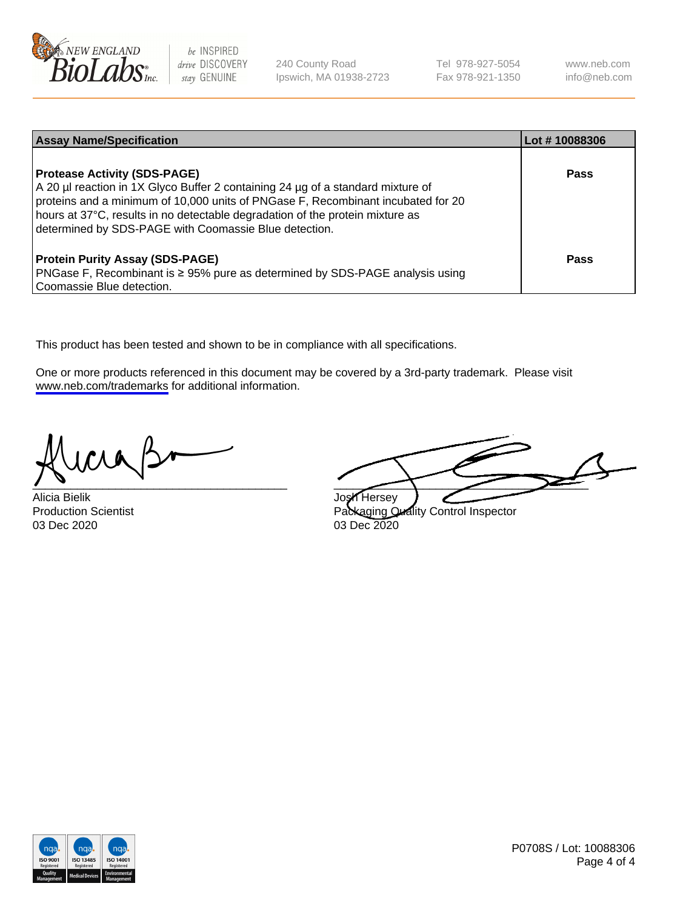NEW ENGLAND BioLabs Inc. | be INSPIRED drive DISCOVERY stay GENUINE | 240 County Road Ipswich, MA 01938-2723 | Tel 978-927-5054 Fax 978-921-1350 | www.neb.com info@neb.com

| Assay Name/Specification | Lot # 10088306 |
|---|---|
| **Protease Activity (SDS-PAGE)**<br>A 20 µl reaction in 1X Glyco Buffer 2 containing 24 µg of a standard mixture of proteins and a minimum of 10,000 units of PNGase F, Recombinant incubated for 20 hours at 37°C, results in no detectable degradation of the protein mixture as determined by SDS-PAGE with Coomassie Blue detection. | Pass |
| **Protein Purity Assay (SDS-PAGE)**<br>PNGase F, Recombinant is ≥ 95% pure as determined by SDS-PAGE analysis using Coomassie Blue detection. | Pass |

This product has been tested and shown to be in compliance with all specifications.

One or more products referenced in this document may be covered by a 3rd-party trademark. Please visit www.neb.com/trademarks for additional information.

Alicia Bielik
Production Scientist
03 Dec 2020

Josh Hersey
Packaging Quality Control Inspector
03 Dec 2020

P0708S / Lot: 10088306